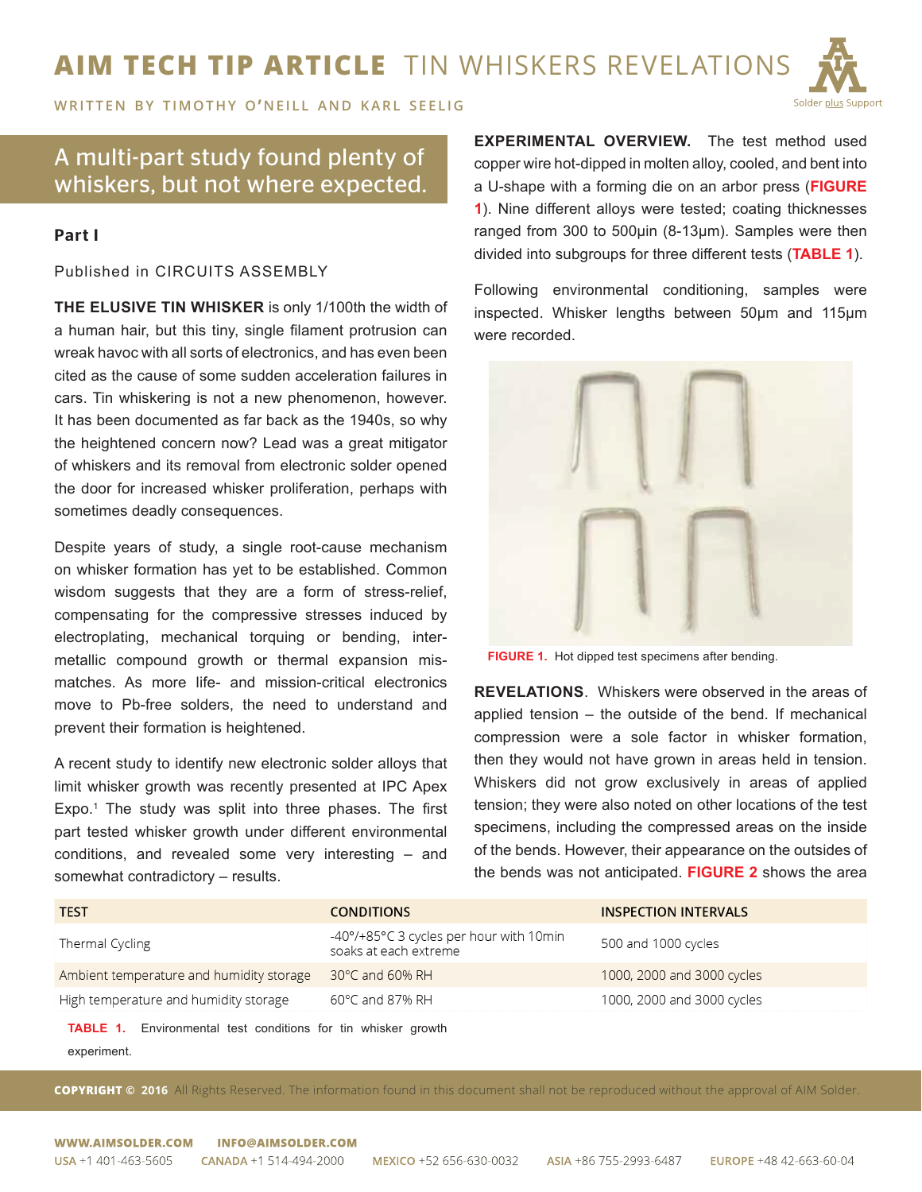# AIM TECH TIP ARTICLE TIN WHISKERS REVELATIONS

WRITTEN BY TIMOTHY O'NEILL AND KARL SEELIG

## A multi-part study found plenty of whiskers, but not where expected.

### Part I

Published in CIRCUITS ASSEMBLY

**THE ELUSIVE TIN WHISKER** is only 1/100th the width of a human hair, but this tiny, single filament protrusion can wreak havoc with all sorts of electronics, and has even been cited as the cause of some sudden acceleration failures in cars. Tin whiskering is not a new phenomenon, however. It has been documented as far back as the 1940s, so why the heightened concern now? Lead was a great mitigator of whiskers and its removal from electronic solder opened the door for increased whisker proliferation, perhaps with sometimes deadly consequences.

Despite years of study, a single root-cause mechanism on whisker formation has yet to be established. Common wisdom suggests that they are a form of stress-relief, compensating for the compressive stresses induced by electroplating, mechanical torquing or bending, intermetallic compound growth or thermal expansion mismatches. As more life- and mission-critical electronics move to Pb-free solders, the need to understand and prevent their formation is heightened.

A recent study to identify new electronic solder alloys that limit whisker growth was recently presented at IPC Apex Expo.[1] The study was split into three phases. The first part tested whisker growth under different environmental conditions, and revealed some very interesting – and somewhat contradictory – results.

**EXPERIMENTAL OVERVIEW.** The test method used copper wire hot-dipped in molten alloy, cooled, and bent into a U-shape with a forming die on an arbor press (**FIGURE 1**). Nine different alloys were tested; coating thicknesses ranged from 300 to 500µin (8-13µm). Samples were then divided into subgroups for three different tests (**TABLE 1**).

Following environmental conditioning, samples were inspected. Whisker lengths between 50µm and 115µm were recorded.

**FIGURE 1.** Hot dipped test specimens after bending.

**REVELATIONS**. Whiskers were observed in the areas of applied tension – the outside of the bend. If mechanical compression were a sole factor in whisker formation, then they would not have grown in areas held in tension. Whiskers did not grow exclusively in areas of applied tension; they were also noted on other locations of the test specimens, including the compressed areas on the inside of the bends. However, their appearance on the outsides of the bends was not anticipated. **FIGURE 2** shows the area

| TEST | CONDITIONS | INSPECTION INTERVALS |
|---|---|---|
| Thermal Cycling | -40°/+85°C 3 cycles per hour with 10min soaks at each extreme | 500 and 1000 cycles |
| Ambient temperature and humidity storage | 30°C and 60% RH | 1000, 2000 and 3000 cycles |
| High temperature and humidity storage | 60°C and 87% RH | 1000, 2000 and 3000 cycles |

**TABLE 1.** Environmental test conditions for tin whisker growth experiment.

**COPYRIGHT © 2016** All Rights Reserved. The information found in this document shall not be reproduced without the approval of AIM Solder.

WWW.AIMSOLDER.COM INFO@AIMSOLDER.COM

USA +1 401-463-5605 CANADA +1 514-494-2000 MEXICO +52 656-630-0032 ASIA +86 755-2993-6487 EUROPE +48 42-663-60-04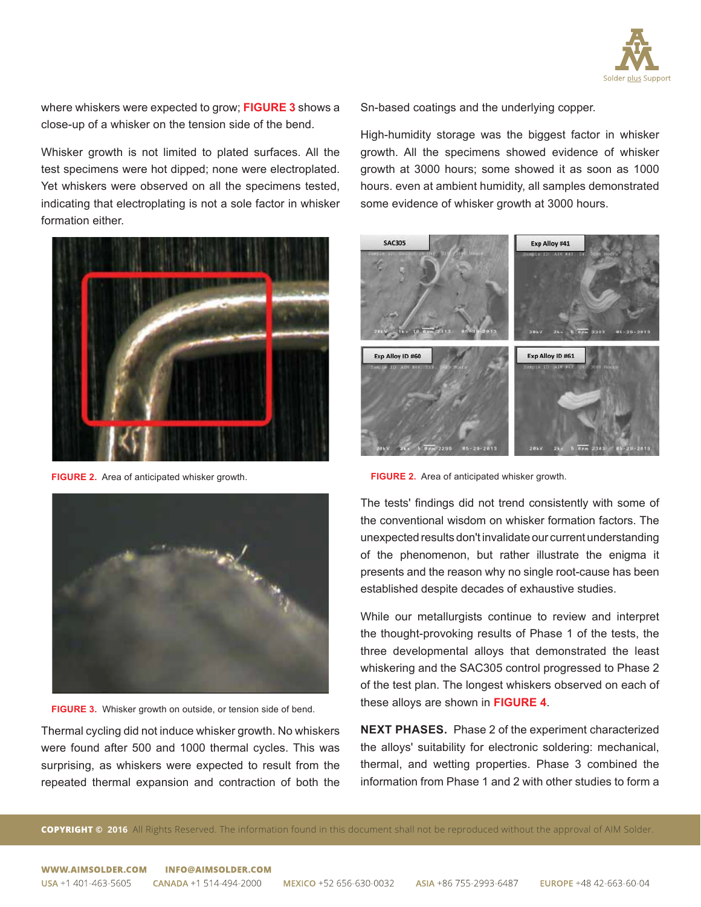where whiskers were expected to grow; **FIGURE 3** shows a close-up of a whisker on the tension side of the bend.

Whisker growth is not limited to plated surfaces. All the test specimens were hot dipped; none were electroplated. Yet whiskers were observed on all the specimens tested, indicating that electroplating is not a sole factor in whisker formation either.

**FIGURE 2.** Area of anticipated whisker growth.

**FIGURE 3.** Whisker growth on outside, or tension side of bend.

Thermal cycling did not induce whisker growth. No whiskers were found after 500 and 1000 thermal cycles. This was surprising, as whiskers were expected to result from the repeated thermal expansion and contraction of both the Sn-based coatings and the underlying copper.

High-humidity storage was the biggest factor in whisker growth. All the specimens showed evidence of whisker growth at 3000 hours; some showed it as soon as 1000 hours. even at ambient humidity, all samples demonstrated some evidence of whisker growth at 3000 hours.

**FIGURE 2.** Area of anticipated whisker growth.

The tests' findings did not trend consistently with some of the conventional wisdom on whisker formation factors. The unexpected results don't invalidate our current understanding of the phenomenon, but rather illustrate the enigma it presents and the reason why no single root-cause has been established despite decades of exhaustive studies.

While our metallurgists continue to review and interpret the thought-provoking results of Phase 1 of the tests, the three developmental alloys that demonstrated the least whiskering and the SAC305 control progressed to Phase 2 of the test plan. The longest whiskers observed on each of these alloys are shown in **FIGURE 4**.

**NEXT PHASES.** Phase 2 of the experiment characterized the alloys' suitability for electronic soldering: mechanical, thermal, and wetting properties. Phase 3 combined the information from Phase 1 and 2 with other studies to form a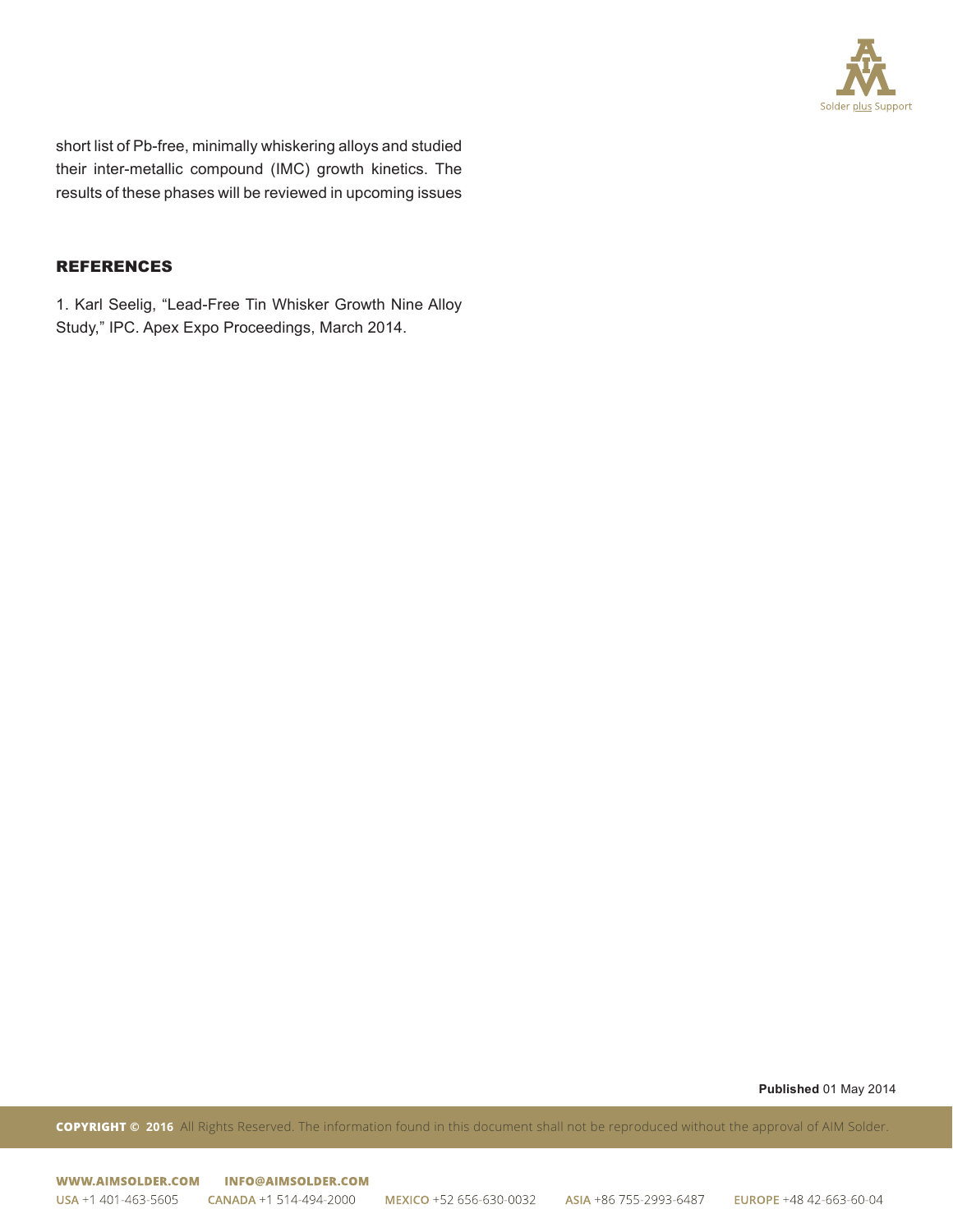short list of Pb-free, minimally whiskering alloys and studied their inter-metallic compound (IMC) growth kinetics. The results of these phases will be reviewed in upcoming issues

## REFERENCES

1. Karl Seelig, "Lead-Free Tin Whisker Growth Nine Alloy Study," IPC. Apex Expo Proceedings, March 2014.

**Published** 01 May 2014